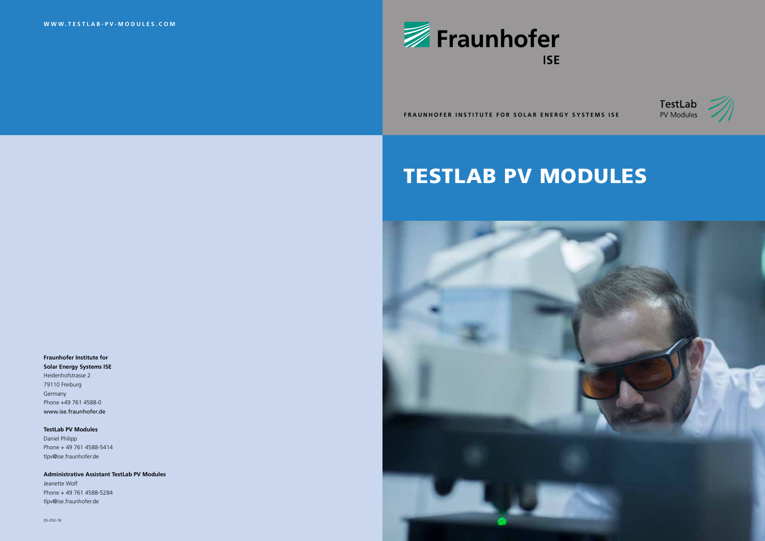WWW.TESTLAB-PV-MODULES.COM

Fraunhofer ISE

FRAUNHOFER INSTITUTE FOR SOLAR ENERGY SYSTEMS ISE

TestLab PV Modules

# TESTLAB PV MODULES

**Fraunhofer Institute for Solar Energy Systems ISE**
Heidenhofstrasse 2
79110 Freiburg
Germany
Phone +49 761 4588-0
www.ise.fraunhofer.de

**TestLab PV Modules**
Daniel Philipp
Phone + 49 761 4588-5414
tlpv@ise.fraunhofer.de

**Administrative Assistant TestLab PV Modules**
Jeanette Wolf
Phone + 49 761 4588-5284
tlpv@ise.fraunhofer.de

05-292-18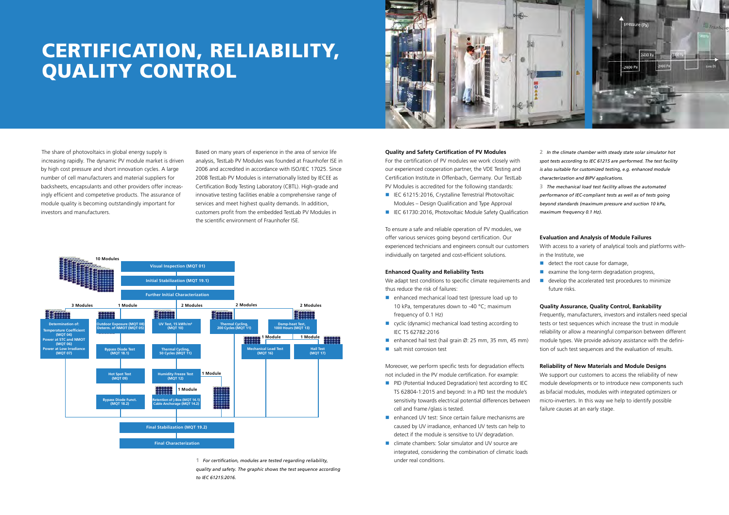# CERTIFICATION, RELIABILITY, QUALITY CONTROL

The share of photovoltaics in global energy supply is increasing rapidly. The dynamic PV module market is driven by high cost pressure and short innovation cycles. A large number of cell manufacturers and material suppliers for backsheets, encapsulants and other providers offer increasingly efficient and competetive products. The assurance of module quality is becoming outstandingly important for investors and manufacturers.

Based on many years of experience in the area of service life analysis, TestLab PV Modules was founded at Fraunhofer ISE in 2006 and accredited in accordance with ISO/IEC 17025. Since 2008 TestLab PV Modules is internationally listed by IECEE as Certification Body Testing Laboratory (CBTL). High-grade and innovative testing facilities enable a comprehensive range of services and meet highest quality demands. In addition, customers profit from the embedded TestLab PV Modules in the scientific environment of Fraunhofer ISE.

10 Modules
Visual Inspection (MQT 01)
Initial Stabilization (MQT 19.1)
Further Initial Characterization
3 Modules
1 Module
2 Modules
2 Modules
2 Modules
Determination of: Temperature Coefficient (MQT 04) Power at STC and NMOT (MQT 06) Power at Low Irradiance (MQT 07)
Outdoor Exposure (MQT 08) Determ. of NMOT (MQT 05)
UV Test, 15 kWh/m² (MQT 10)
Thermal Cycling, 200 Cycles (MQT 11)
Damp-heat Test, 1000 Hours (MQT 13)
1 Module
1 Module
Bypass Diode Test (MQT 18.1)
Thermal Cycling, 50 Cycles (MQT 11)
Mechanical Load Test (MQT 16)
Hail Test (MQT 17)
Hot Spot Test (MQT 09)
Humidity Freeze Test (MQT 12)
1 Module
1 Module
Bypass Diode Funct. (MQT 18.2)
Retention of J-Box (MQT 14.1) Cable Anchorage (MQT 14.2)
Final Stabilization (MQT 19.2)
Final Characterization

1 *For certification, modules are tested regarding reliability, quality and safety. The graphic shows the test sequence according to IEC 61215:2016.*

### Quality and Safety Certification of PV Modules

For the certification of PV modules we work closely with our experienced cooperation partner, the VDE Testing and Certification Institute in Offenbach, Germany. Our TestLab PV Modules is accredited for the following standards:

- IEC 61215:2016, Crystalline Terrestrial Photovoltaic Modules – Design Qualification and Type Approval
- IEC 61730:2016, Photovoltaic Module Safety Qualification

To ensure a safe and reliable operation of PV modules, we offer various services going beyond certification. Our experienced technicians and engineers consult our customers individually on targeted and cost-efficient solutions.

### Enhanced Quality and Reliability Tests

We adapt test conditions to specific climate requirements and thus reduce the risk of failures:

- enhanced mechanical load test (pressure load up to 10 kPa, temperatures down to -40 °C; maximum frequency of 0.1 Hz)
- cyclic (dynamic) mechanical load testing according to IEC TS 62782:2016
- enhanced hail test (hail grain Ø: 25 mm, 35 mm, 45 mm)
- salt mist corrosion test

Moreover, we perform specific tests for degradation effects not included in the PV module certification. For example:

- PID (Potential Induced Degradation) test according to IEC TS 62804-1:2015 and beyond: In a PID test the module's sensitivity towards electrical potential differences between cell and frame / glass is tested.
- enhanced UV test: Since certain failure mechanisms are caused by UV irradiance, enhanced UV tests can help to detect if the module is sensitive to UV degradation.
- climate chambers: Solar simulator and UV source are integrated, considering the combination of climatic loads under real conditions.

2 *In the climate chamber with steady state solar simulator hot spot tests according to IEC 61215 are performed. The test facility is also suitable for customized testing, e.g. enhanced module characterization and BIPV applications.*

3 *The mechanical load test facility allows the automated performance of IEC-compliant tests as well as of tests going beyond standards (maximum pressure and suction 10 kPa, maximum frequency 0.1 Hz).*

### Evaluation and Analysis of Module Failures

With access to a variety of analytical tools and platforms within the Institute, we

- detect the root cause for damage,
- examine the long-term degradation progress,
- develop the accelerated test procedures to minimize future risks.

### Quality Assurance, Quality Control, Bankability

Frequently, manufacturers, investors and installers need special tests or test sequences which increase the trust in module reliability or allow a meaningful comparison between different module types. We provide advisory assistance with the definition of such test sequences and the evaluation of results.

### Reliability of New Materials and Module Designs

We support our customers to access the reliability of new module developments or to introduce new components such as bifacial modules, modules with integrated optimizers or micro-inverters. In this way we help to identify possible failure causes at an early stage.